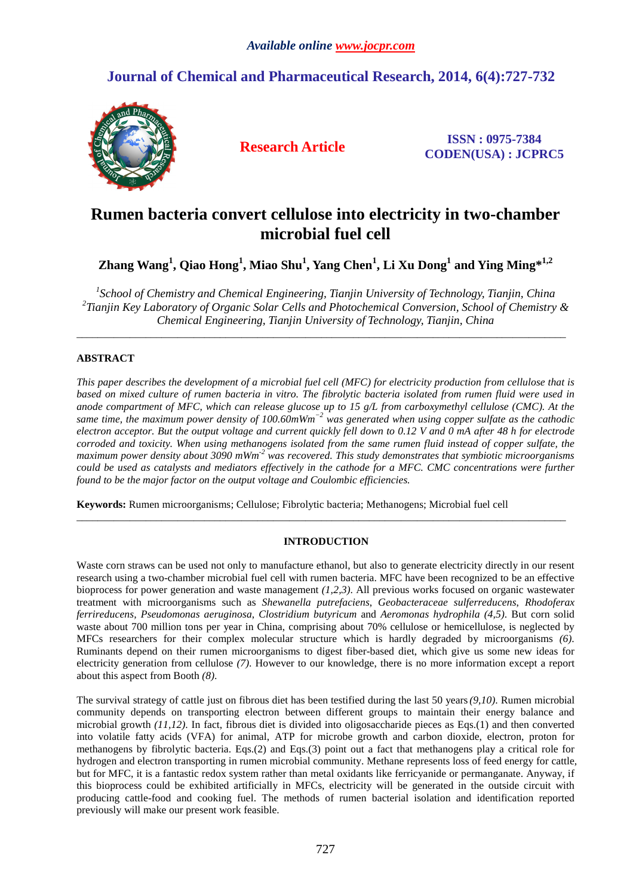*Available online www.jocpr.com*

## Journal of Chemical and Pharmaceutical Research, 2014, 6(4):727-732

**Research Article**

**ISSN : 0975-7384**
**CODEN(USA) : JCPRC5**

# Rumen bacteria convert cellulose into electricity in two-chamber microbial fuel cell

**Zhang Wang[1], Qiao Hong[1], Miao Shu[1], Yang Chen[1], Li Xu Dong[1] and Ying Ming*[1,2]**

*[1]School of Chemistry and Chemical Engineering, Tianjin University of Technology, Tianjin, China*
*[2]Tianjin Key Laboratory of Organic Solar Cells and Photochemical Conversion, School of Chemistry & Chemical Engineering, Tianjin University of Technology, Tianjin, China*

---

## ABSTRACT

*This paper describes the development of a microbial fuel cell (MFC) for electricity production from cellulose that is based on mixed culture of rumen bacteria in vitro. The fibrolytic bacteria isolated from rumen fluid were used in anode compartment of MFC, which can release glucose up to 15 g/L from carboxymethyl cellulose (CMC). At the same time, the maximum power density of 100.60mWm$^{-2}$ was generated when using copper sulfate as the cathodic electron acceptor. But the output voltage and current quickly fell down to 0.12 V and 0 mA after 48 h for electrode corroded and toxicity. When using methanogens isolated from the same rumen fluid instead of copper sulfate, the maximum power density about 3090 mWm$^{-2}$ was recovered. This study demonstrates that symbiotic microorganisms could be used as catalysts and mediators effectively in the cathode for a MFC. CMC concentrations were further found to be the major factor on the output voltage and Coulombic efficiencies.*

**Keywords:** Rumen microorganisms; Cellulose; Fibrolytic bacteria; Methanogens; Microbial fuel cell

---

## INTRODUCTION

Waste corn straws can be used not only to manufacture ethanol, but also to generate electricity directly in our resent research using a two-chamber microbial fuel cell with rumen bacteria. MFC have been recognized to be an effective bioprocess for power generation and waste management *(1,2,3)*. All previous works focused on organic wastewater treatment with microorganisms such as *Shewanella putrefaciens*, *Geobacteraceae sulferreducens*, *Rhodoferax ferrireducens*, *Pseudomonas aeruginosa*, *Clostridium butyricum* and *Aeromonas hydrophila (4,5)*. But corn solid waste about 700 million tons per year in China, comprising about 70% cellulose or hemicellulose, is neglected by MFCs researchers for their complex molecular structure which is hardly degraded by microorganisms *(6)*. Ruminants depend on their rumen microorganisms to digest fiber-based diet, which give us some new ideas for electricity generation from cellulose *(7)*. However to our knowledge, there is no more information except a report about this aspect from Booth *(8)*.

The survival strategy of cattle just on fibrous diet has been testified during the last 50 years *(9,10)*. Rumen microbial community depends on transporting electron between different groups to maintain their energy balance and microbial growth *(11,12)*. In fact, fibrous diet is divided into oligosaccharide pieces as Eqs.(1) and then converted into volatile fatty acids (VFA) for animal, ATP for microbe growth and carbon dioxide, electron, proton for methanogens by fibrolytic bacteria. Eqs.(2) and Eqs.(3) point out a fact that methanogens play a critical role for hydrogen and electron transporting in rumen microbial community. Methane represents loss of feed energy for cattle, but for MFC, it is a fantastic redox system rather than metal oxidants like ferricyanide or permanganate. Anyway, if this bioprocess could be exhibited artificially in MFCs, electricity will be generated in the outside circuit with producing cattle-food and cooking fuel. The methods of rumen bacterial isolation and identification reported previously will make our present work feasible.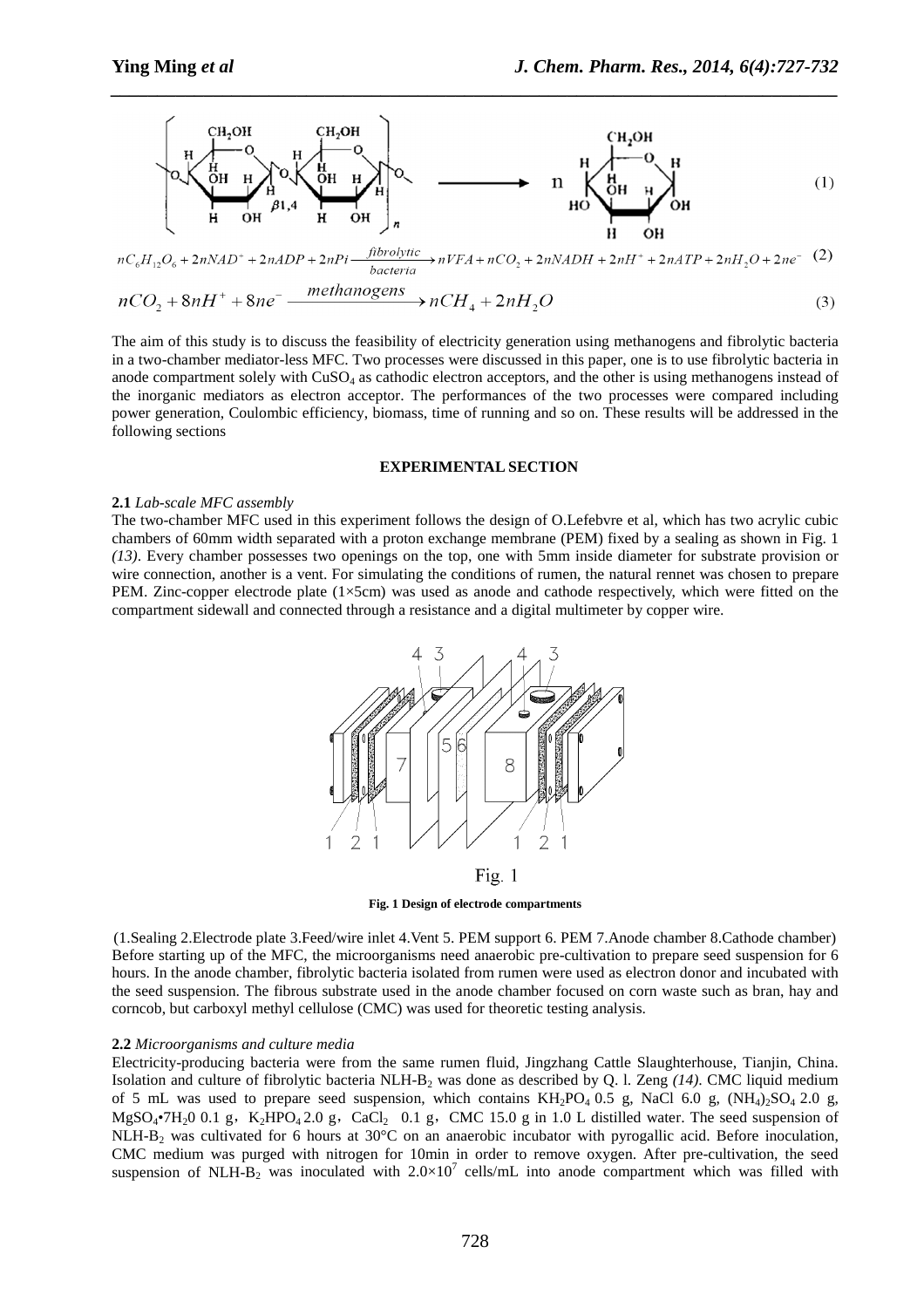$$nC_6H_{12}O_6 + 2nNAD^+ + 2nADP + 2nPi \xrightarrow[bacteria]{fibrolytic} nVFA + nCO_2 + 2nNADH + 2nH^+ + 2nATP + 2nH_2O + 2ne^- \quad (2)$$

$$nCO_2 + 8nH^+ + 8ne^- \xrightarrow{methanogens} nCH_4 + 2nH_2O \quad (3)$$

The aim of this study is to discuss the feasibility of electricity generation using methanogens and fibrolytic bacteria in a two-chamber mediator-less MFC. Two processes were discussed in this paper, one is to use fibrolytic bacteria in anode compartment solely with $CuSO_4$ as cathodic electron acceptors, and the other is using methanogens instead of the inorganic mediators as electron acceptor. The performances of the two processes were compared including power generation, Coulombic efficiency, biomass, time of running and so on. These results will be addressed in the following sections

## EXPERIMENTAL SECTION

**2.1** *Lab-scale MFC assembly*

The two-chamber MFC used in this experiment follows the design of O.Lefebvre et al, which has two acrylic cubic chambers of 60mm width separated with a proton exchange membrane (PEM) fixed by a sealing as shown in Fig. 1 *(13)*. Every chamber possesses two openings on the top, one with 5mm inside diameter for substrate provision or wire connection, another is a vent. For simulating the conditions of rumen, the natural rennet was chosen to prepare PEM. Zinc-copper electrode plate (1×5cm) was used as anode and cathode respectively, which were fitted on the compartment sidewall and connected through a resistance and a digital multimeter by copper wire.

Fig. 1

**Fig. 1 Design of electrode compartments**

(1.Sealing 2.Electrode plate 3.Feed/wire inlet 4.Vent 5. PEM support 6. PEM 7.Anode chamber 8.Cathode chamber)

Before starting up of the MFC, the microorganisms need anaerobic pre-cultivation to prepare seed suspension for 6 hours. In the anode chamber, fibrolytic bacteria isolated from rumen were used as electron donor and incubated with the seed suspension. The fibrous substrate used in the anode chamber focused on corn waste such as bran, hay and corncob, but carboxyl methyl cellulose (CMC) was used for theoretic testing analysis.

**2.2** *Microorganisms and culture media*

Electricity-producing bacteria were from the same rumen fluid, Jingzhang Cattle Slaughterhouse, Tianjin, China. Isolation and culture of fibrolytic bacteria NLH-$B_2$ was done as described by Q. l. Zeng *(14)*. CMC liquid medium of 5 mL was used to prepare seed suspension, which contains $KH_2PO_4$ 0.5 g, NaCl 6.0 g, $(NH_4)_2SO_4$ 2.0 g, $MgSO_4 \cdot 7H_2O$ 0.1 g，$K_2HPO_4$ 2.0 g，$CaCl_2$ 0.1 g，CMC 15.0 g in 1.0 L distilled water. The seed suspension of NLH-$B_2$ was cultivated for 6 hours at 30°C on an anaerobic incubator with pyrogallic acid. Before inoculation, CMC medium was purged with nitrogen for 10min in order to remove oxygen. After pre-cultivation, the seed suspension of NLH-$B_2$ was inoculated with $2.0\times10^7$ cells/mL into anode compartment which was filled with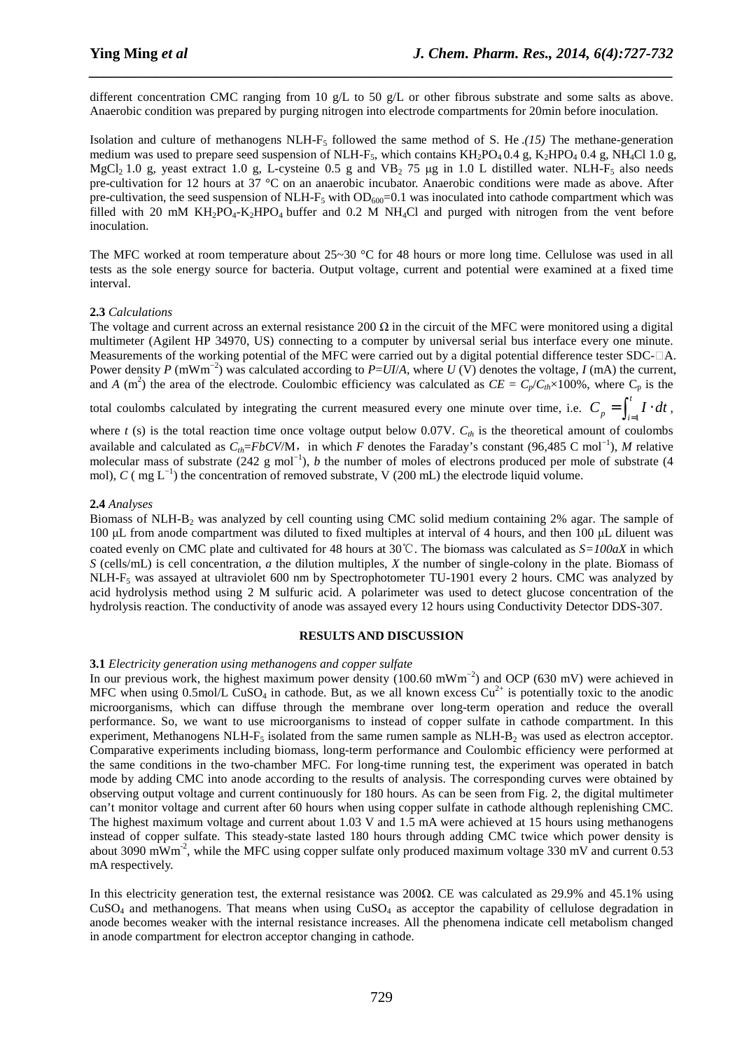different concentration CMC ranging from 10 g/L to 50 g/L or other fibrous substrate and some salts as above. Anaerobic condition was prepared by purging nitrogen into electrode compartments for 20min before inoculation.

Isolation and culture of methanogens NLH-$F_5$ followed the same method of S. He .*(15)* The methane-generation medium was used to prepare seed suspension of NLH-$F_5$, which contains $KH_2PO_4$ 0.4 g, $K_2HPO_4$ 0.4 g, $NH_4Cl$ 1.0 g, $MgCl_2$ 1.0 g, yeast extract 1.0 g, L-cysteine 0.5 g and $VB_2$ 75 μg in 1.0 L distilled water. NLH-$F_5$ also needs pre-cultivation for 12 hours at 37 °C on an anaerobic incubator. Anaerobic conditions were made as above. After pre-cultivation, the seed suspension of NLH-$F_5$ with $OD_{600}$=0.1 was inoculated into cathode compartment which was filled with 20 mM $KH_2PO_4$-$K_2HPO_4$ buffer and 0.2 M $NH_4Cl$ and purged with nitrogen from the vent before inoculation.

The MFC worked at room temperature about 25~30 °C for 48 hours or more long time. Cellulose was used in all tests as the sole energy source for bacteria. Output voltage, current and potential were examined at a fixed time interval.

**2.3** *Calculations*

The voltage and current across an external resistance 200 Ω in the circuit of the MFC were monitored using a digital multimeter (Agilent HP 34970, US) connecting to a computer by universal serial bus interface every one minute. Measurements of the working potential of the MFC were carried out by a digital potential difference tester SDC-□A. Power density *P* ($mWm^{-2}$) was calculated according to $P=UI/A$, where *U* (V) denotes the voltage, *I* (mA) the current, and *A* ($m^2$) the area of the electrode. Coulombic efficiency was calculated as $CE = C_p/C_{th}\times100\%$, where $C_p$ is the total coulombs calculated by integrating the current measured every one minute over time, i.e. $C_p = \int_{i=1}^{t} I \cdot dt$, where *t* (s) is the total reaction time once voltage output below 0.07V. $C_{th}$ is the theoretical amount of coulombs available and calculated as $C_{th}=FbCV/M$, in which *F* denotes the Faraday's constant (96,485 C $mol^{-1}$), *M* relative molecular mass of substrate (242 g $mol^{-1}$), *b* the number of moles of electrons produced per mole of substrate (4 mol), *C* ( mg $L^{-1}$) the concentration of removed substrate, V (200 mL) the electrode liquid volume.

**2.4** *Analyses*

Biomass of NLH-$B_2$ was analyzed by cell counting using CMC solid medium containing 2% agar. The sample of 100 μL from anode compartment was diluted to fixed multiples at interval of 4 hours, and then 100 μL diluent was coated evenly on CMC plate and cultivated for 48 hours at 30℃. The biomass was calculated as $S=100aX$ in which *S* (cells/mL) is cell concentration, *a* the dilution multiples, *X* the number of single-colony in the plate. Biomass of NLH-$F_5$ was assayed at ultraviolet 600 nm by Spectrophotometer TU-1901 every 2 hours. CMC was analyzed by acid hydrolysis method using 2 M sulfuric acid. A polarimeter was used to detect glucose concentration of the hydrolysis reaction. The conductivity of anode was assayed every 12 hours using Conductivity Detector DDS-307.

## RESULTS AND DISCUSSION

**3.1** *Electricity generation using methanogens and copper sulfate*

In our previous work, the highest maximum power density (100.60 $mWm^{-2}$) and OCP (630 mV) were achieved in MFC when using 0.5mol/L $CuSO_4$ in cathode. But, as we all known excess $Cu^{2+}$ is potentially toxic to the anodic microorganisms, which can diffuse through the membrane over long-term operation and reduce the overall performance. So, we want to use microorganisms to instead of copper sulfate in cathode compartment. In this experiment, Methanogens NLH-$F_5$ isolated from the same rumen sample as NLH-$B_2$ was used as electron acceptor. Comparative experiments including biomass, long-term performance and Coulombic efficiency were performed at the same conditions in the two-chamber MFC. For long-time running test, the experiment was operated in batch mode by adding CMC into anode according to the results of analysis. The corresponding curves were obtained by observing output voltage and current continuously for 180 hours. As can be seen from Fig. 2, the digital multimeter can't monitor voltage and current after 60 hours when using copper sulfate in cathode although replenishing CMC. The highest maximum voltage and current about 1.03 V and 1.5 mA were achieved at 15 hours using methanogens instead of copper sulfate. This steady-state lasted 180 hours through adding CMC twice which power density is about 3090 $mWm^{-2}$, while the MFC using copper sulfate only produced maximum voltage 330 mV and current 0.53 mA respectively.

In this electricity generation test, the external resistance was 200Ω. CE was calculated as 29.9% and 45.1% using $CuSO_4$ and methanogens. That means when using $CuSO_4$ as acceptor the capability of cellulose degradation in anode becomes weaker with the internal resistance increases. All the phenomena indicate cell metabolism changed in anode compartment for electron acceptor changing in cathode.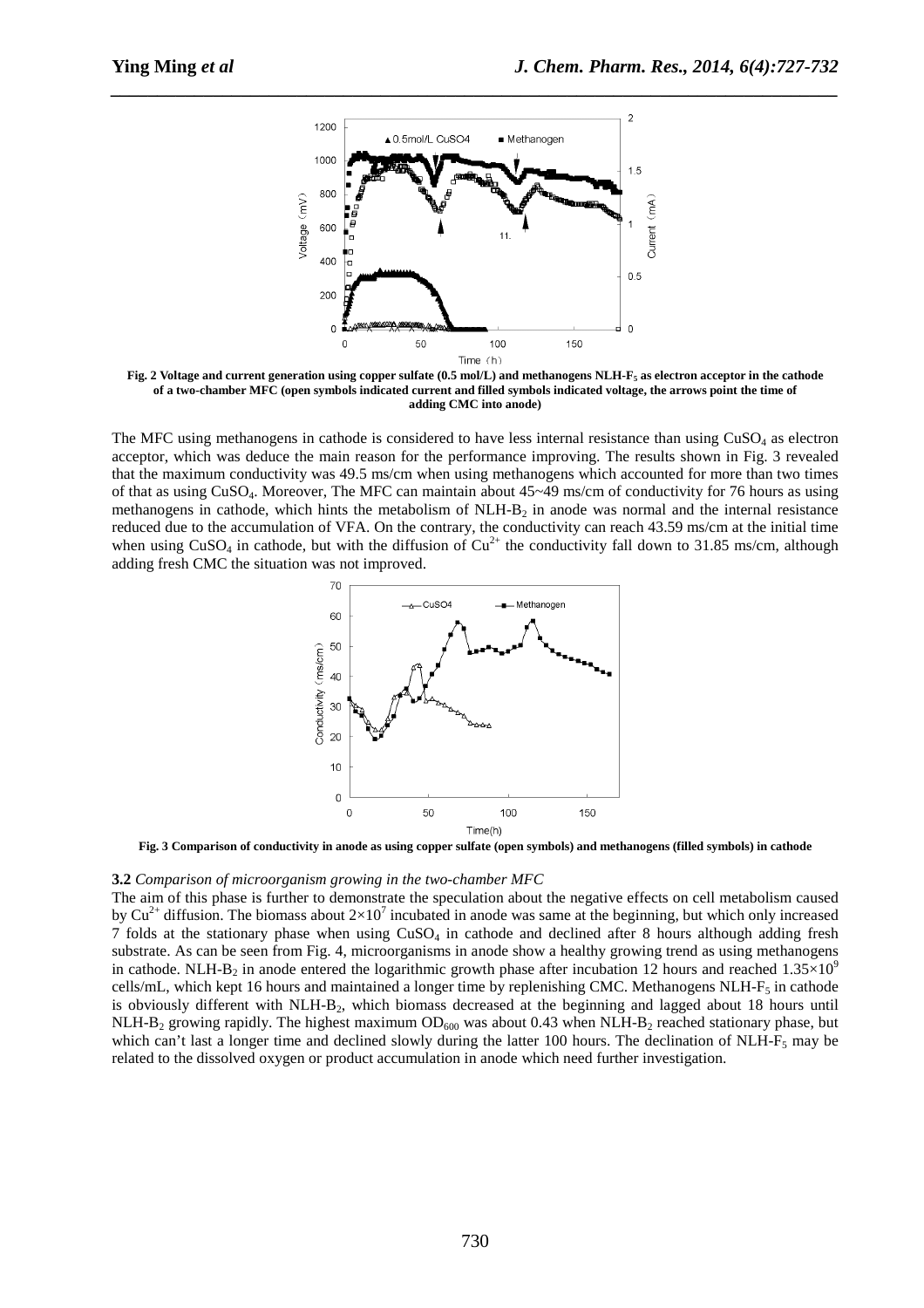**Fig. 2 Voltage and current generation using copper sulfate (0.5 mol/L) and methanogens NLH-$F_5$ as electron acceptor in the cathode of a two-chamber MFC (open symbols indicated current and filled symbols indicated voltage, the arrows point the time of adding CMC into anode)**

The MFC using methanogens in cathode is considered to have less internal resistance than using $CuSO_4$ as electron acceptor, which was deduce the main reason for the performance improving. The results shown in Fig. 3 revealed that the maximum conductivity was 49.5 ms/cm when using methanogens which accounted for more than two times of that as using $CuSO_4$. Moreover, The MFC can maintain about 45~49 ms/cm of conductivity for 76 hours as using methanogens in cathode, which hints the metabolism of NLH-$B_2$ in anode was normal and the internal resistance reduced due to the accumulation of VFA. On the contrary, the conductivity can reach 43.59 ms/cm at the initial time when using $CuSO_4$ in cathode, but with the diffusion of $Cu^{2+}$ the conductivity fall down to 31.85 ms/cm, although adding fresh CMC the situation was not improved.

**Fig. 3 Comparison of conductivity in anode as using copper sulfate (open symbols) and methanogens (filled symbols) in cathode**

**3.2** *Comparison of microorganism growing in the two-chamber MFC*

The aim of this phase is further to demonstrate the speculation about the negative effects on cell metabolism caused by $Cu^{2+}$ diffusion. The biomass about $2\times10^7$ incubated in anode was same at the beginning, but which only increased 7 folds at the stationary phase when using $CuSO_4$ in cathode and declined after 8 hours although adding fresh substrate. As can be seen from Fig. 4, microorganisms in anode show a healthy growing trend as using methanogens in cathode. NLH-$B_2$ in anode entered the logarithmic growth phase after incubation 12 hours and reached $1.35\times10^9$ cells/mL, which kept 16 hours and maintained a longer time by replenishing CMC. Methanogens NLH-$F_5$ in cathode is obviously different with NLH-$B_2$, which biomass decreased at the beginning and lagged about 18 hours until NLH-$B_2$ growing rapidly. The highest maximum $OD_{600}$ was about 0.43 when NLH-$B_2$ reached stationary phase, but which can't last a longer time and declined slowly during the latter 100 hours. The declination of NLH-$F_5$ may be related to the dissolved oxygen or product accumulation in anode which need further investigation.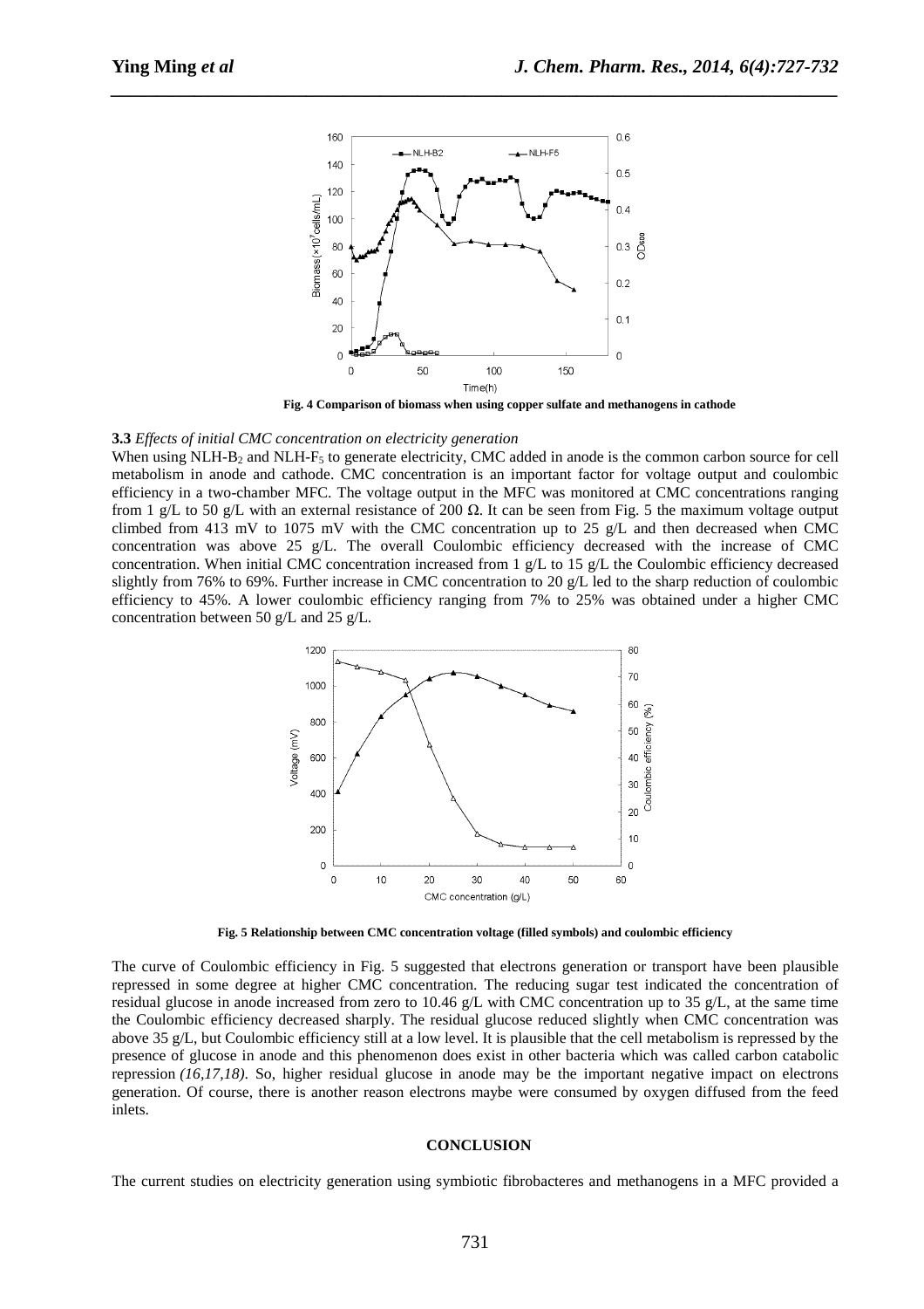Fig. 4 Comparison of biomass when using copper sulfate and methanogens in cathode

**3.3** *Effects of initial CMC concentration on electricity generation*

When using NLH-$B_2$ and NLH-$F_5$ to generate electricity, CMC added in anode is the common carbon source for cell metabolism in anode and cathode. CMC concentration is an important factor for voltage output and coulombic efficiency in a two-chamber MFC. The voltage output in the MFC was monitored at CMC concentrations ranging from 1 g/L to 50 g/L with an external resistance of 200 Ω. It can be seen from Fig. 5 the maximum voltage output climbed from 413 mV to 1075 mV with the CMC concentration up to 25 g/L and then decreased when CMC concentration was above 25 g/L. The overall Coulombic efficiency decreased with the increase of CMC concentration. When initial CMC concentration increased from 1 g/L to 15 g/L the Coulombic efficiency decreased slightly from 76% to 69%. Further increase in CMC concentration to 20 g/L led to the sharp reduction of coulombic efficiency to 45%. A lower coulombic efficiency ranging from 7% to 25% was obtained under a higher CMC concentration between 50 g/L and 25 g/L.

Fig. 5 Relationship between CMC concentration voltage (filled symbols) and coulombic efficiency

The curve of Coulombic efficiency in Fig. 5 suggested that electrons generation or transport have been plausible repressed in some degree at higher CMC concentration. The reducing sugar test indicated the concentration of residual glucose in anode increased from zero to 10.46 g/L with CMC concentration up to 35 g/L, at the same time the Coulombic efficiency decreased sharply. The residual glucose reduced slightly when CMC concentration was above 35 g/L, but Coulombic efficiency still at a low level. It is plausible that the cell metabolism is repressed by the presence of glucose in anode and this phenomenon does exist in other bacteria which was called carbon catabolic repression *(16,17,18)*. So, higher residual glucose in anode may be the important negative impact on electrons generation. Of course, there is another reason electrons maybe were consumed by oxygen diffused from the feed inlets.

## CONCLUSION

The current studies on electricity generation using symbiotic fibrobacteres and methanogens in a MFC provided a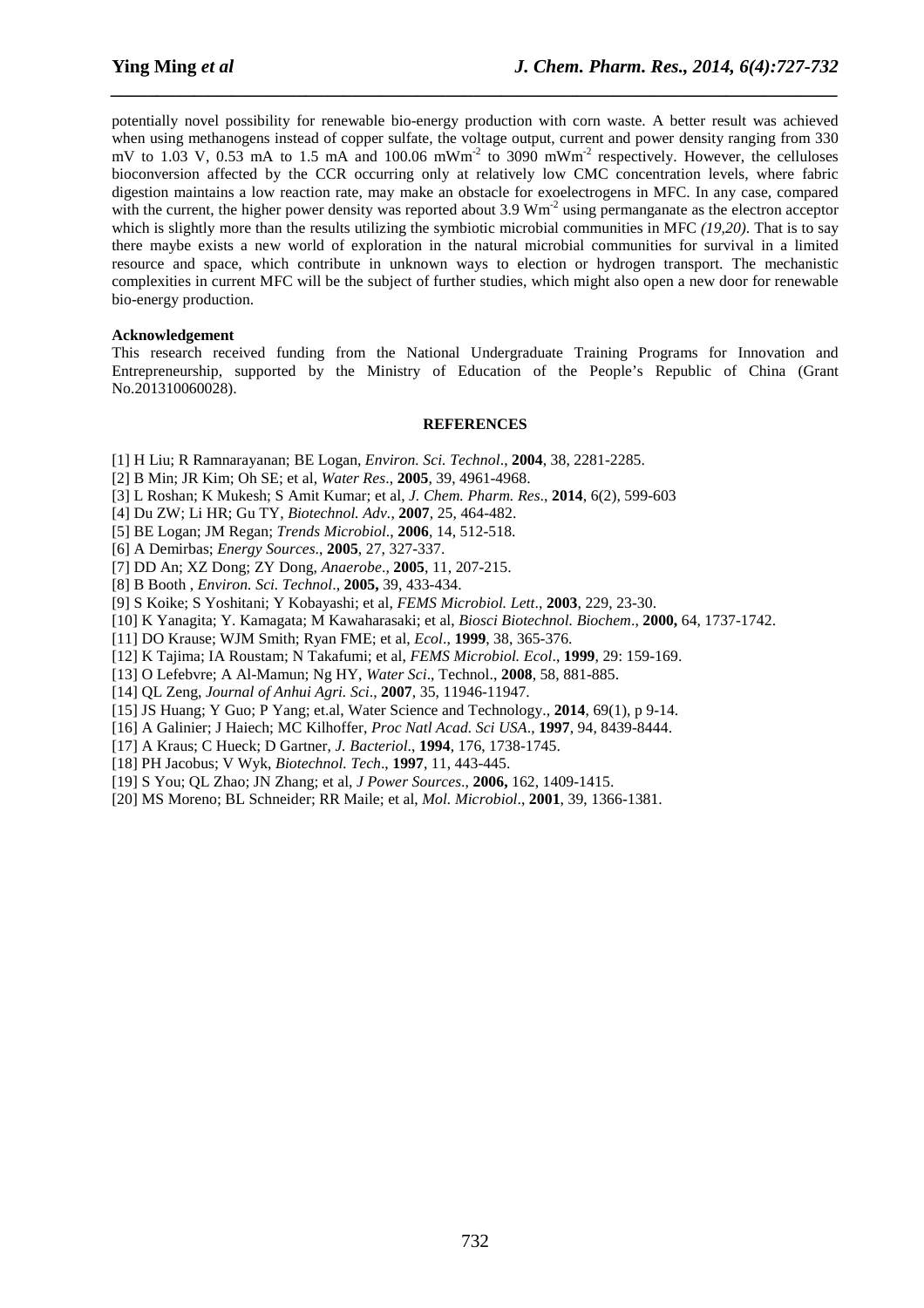potentially novel possibility for renewable bio-energy production with corn waste. A better result was achieved when using methanogens instead of copper sulfate, the voltage output, current and power density ranging from 330 mV to 1.03 V, 0.53 mA to 1.5 mA and 100.06 $mWm^{-2}$ to 3090 $mWm^{-2}$ respectively. However, the celluloses bioconversion affected by the CCR occurring only at relatively low CMC concentration levels, where fabric digestion maintains a low reaction rate, may make an obstacle for exoelectrogens in MFC. In any case, compared with the current, the higher power density was reported about 3.9 $Wm^{-2}$ using permanganate as the electron acceptor which is slightly more than the results utilizing the symbiotic microbial communities in MFC *(19,20)*. That is to say there maybe exists a new world of exploration in the natural microbial communities for survival in a limited resource and space, which contribute in unknown ways to election or hydrogen transport. The mechanistic complexities in current MFC will be the subject of further studies, which might also open a new door for renewable bio-energy production.

**Acknowledgement**

This research received funding from the National Undergraduate Training Programs for Innovation and Entrepreneurship, supported by the Ministry of Education of the People's Republic of China (Grant No.201310060028).

## REFERENCES

[1] H Liu; R Ramnarayanan; BE Logan, *Environ. Sci. Technol*., **2004**, 38, 2281-2285.
[2] B Min; JR Kim; Oh SE; et al, *Water Res*., **2005**, 39, 4961-4968.
[3] L Roshan; K Mukesh; S Amit Kumar; et al, *J. Chem. Pharm. Res*., **2014**, 6(2), 599-603
[4] Du ZW; Li HR; Gu TY, *Biotechnol. Adv.*, **2007**, 25, 464-482.
[5] BE Logan; JM Regan; *Trends Microbiol*., **2006**, 14, 512-518.
[6] A Demirbas; *Energy Sources*., **2005**, 27, 327-337.
[7] DD An; XZ Dong; ZY Dong, *Anaerobe*., **2005**, 11, 207-215.
[8] B Booth , *Environ. Sci. Technol*., **2005,** 39, 433-434.
[9] S Koike; S Yoshitani; Y Kobayashi; et al, *FEMS Microbiol. Lett*., **2003**, 229, 23-30.
[10] K Yanagita; Y. Kamagata; M Kawaharasaki; et al, *Biosci Biotechnol. Biochem*., **2000,** 64, 1737-1742.
[11] DO Krause; WJM Smith; Ryan FME; et al, *Ecol*., **1999**, 38, 365-376.
[12] K Tajima; IA Roustam; N Takafumi; et al, *FEMS Microbiol. Ecol*., **1999**, 29: 159-169.
[13] O Lefebvre; A Al-Mamun; Ng HY, *Water Sci*., Technol., **2008**, 58, 881-885.
[14] QL Zeng, *Journal of Anhui Agri. Sci*., **2007**, 35, 11946-11947.
[15] JS Huang; Y Guo; P Yang; et.al, Water Science and Technology., **2014**, 69(1), p 9-14.
[16] A Galinier; J Haiech; MC Kilhoffer, *Proc Natl Acad. Sci USA*., **1997**, 94, 8439-8444.
[17] A Kraus; C Hueck; D Gartner, *J. Bacteriol*., **1994**, 176, 1738-1745.
[18] PH Jacobus; V Wyk, *Biotechnol. Tech*., **1997**, 11, 443-445.
[19] S You; QL Zhao; JN Zhang; et al, *J Power Sources*., **2006,** 162, 1409-1415.
[20] MS Moreno; BL Schneider; RR Maile; et al, *Mol. Microbiol*., **2001**, 39, 1366-1381.